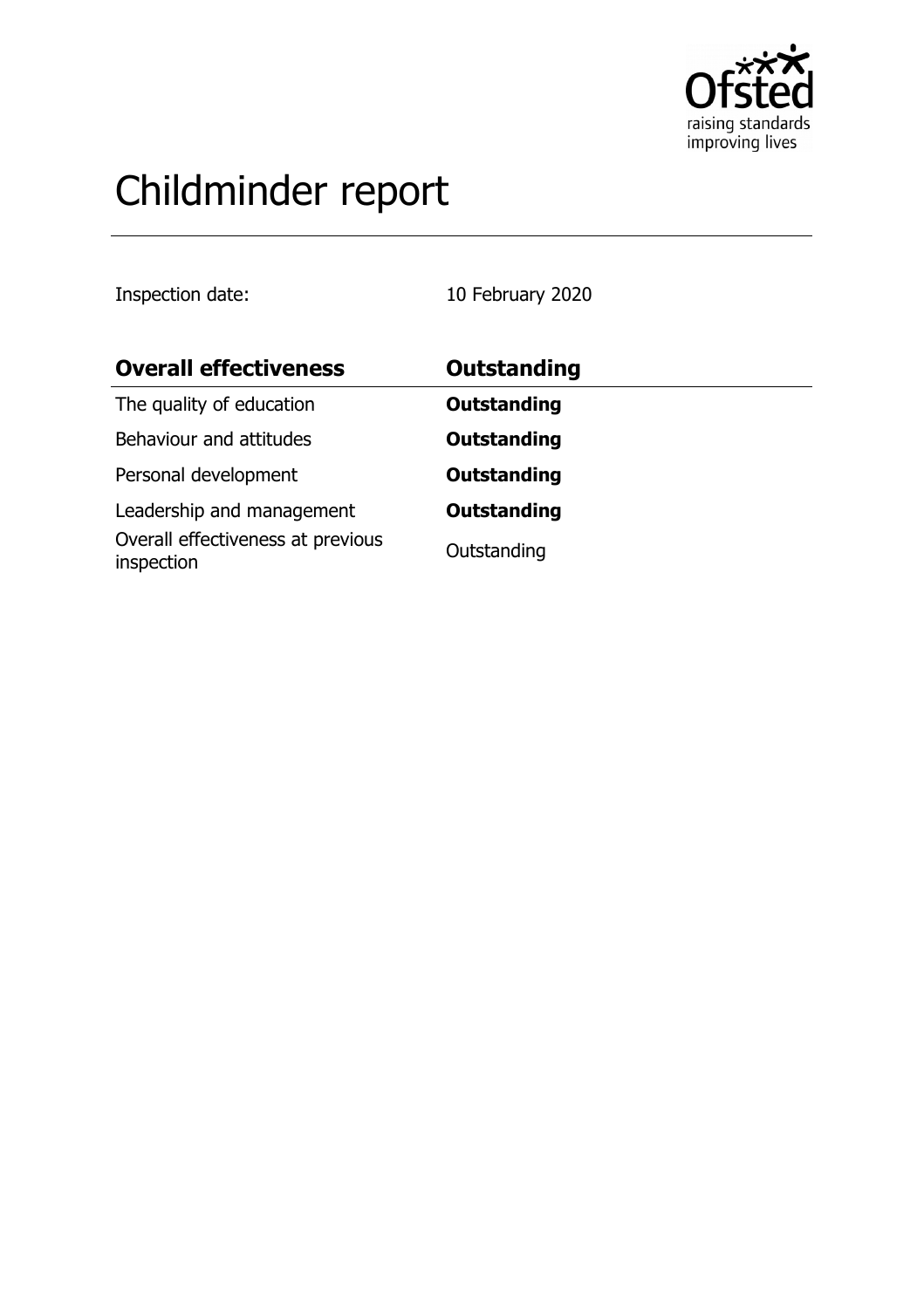# Childminder report

Inspection date: 10 February 2020

| Overall effectiveness | Outstanding |
|---|---|
| The quality of education | **Outstanding** |
| Behaviour and attitudes | **Outstanding** |
| Personal development | **Outstanding** |
| Leadership and management | **Outstanding** |
| Overall effectiveness at previous inspection | Outstanding |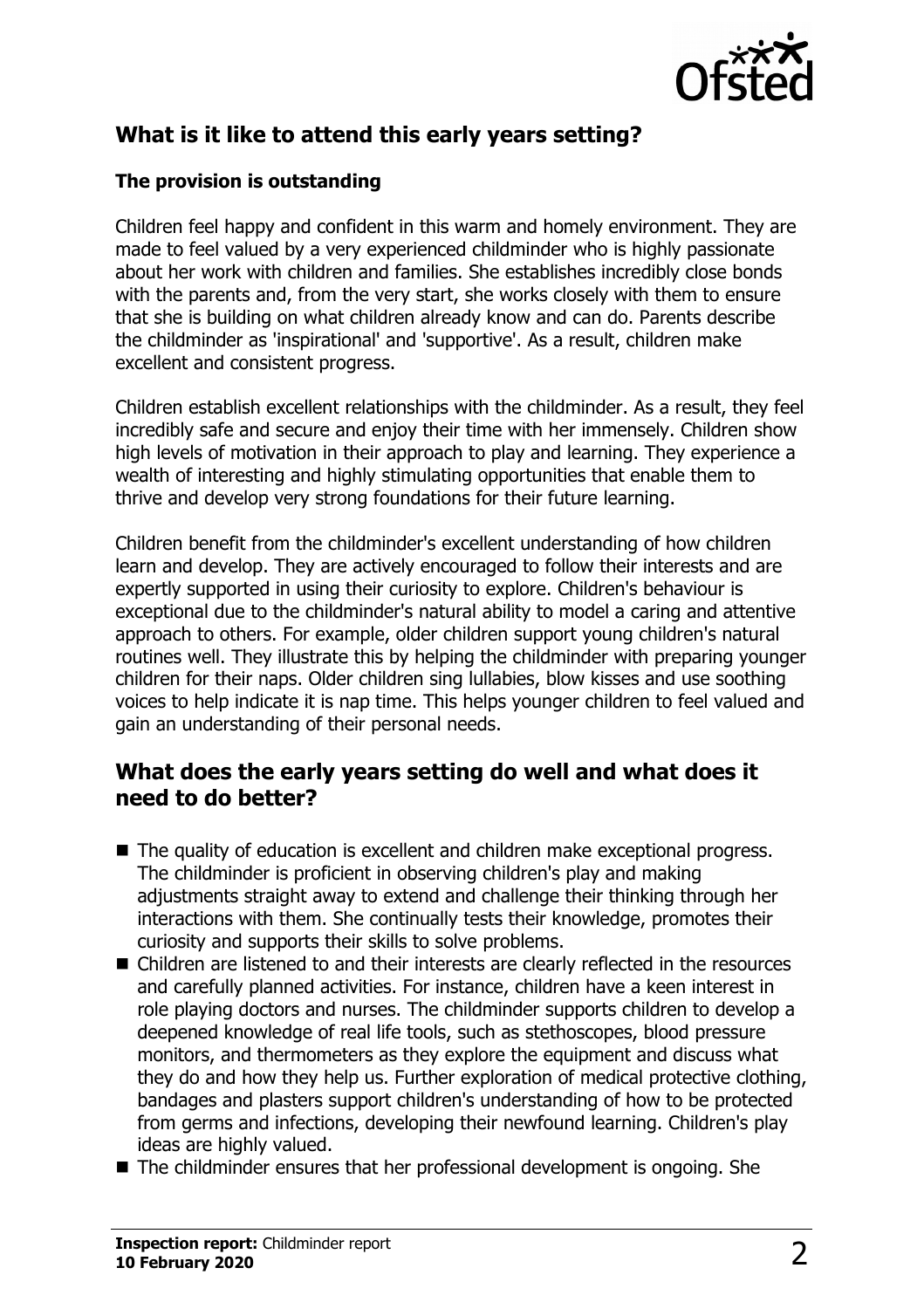## What is it like to attend this early years setting?

### The provision is outstanding

Children feel happy and confident in this warm and homely environment. They are made to feel valued by a very experienced childminder who is highly passionate about her work with children and families. She establishes incredibly close bonds with the parents and, from the very start, she works closely with them to ensure that she is building on what children already know and can do. Parents describe the childminder as 'inspirational' and 'supportive'. As a result, children make excellent and consistent progress.

Children establish excellent relationships with the childminder. As a result, they feel incredibly safe and secure and enjoy their time with her immensely. Children show high levels of motivation in their approach to play and learning. They experience a wealth of interesting and highly stimulating opportunities that enable them to thrive and develop very strong foundations for their future learning.

Children benefit from the childminder's excellent understanding of how children learn and develop. They are actively encouraged to follow their interests and are expertly supported in using their curiosity to explore. Children's behaviour is exceptional due to the childminder's natural ability to model a caring and attentive approach to others. For example, older children support young children's natural routines well. They illustrate this by helping the childminder with preparing younger children for their naps. Older children sing lullabies, blow kisses and use soothing voices to help indicate it is nap time. This helps younger children to feel valued and gain an understanding of their personal needs.

## What does the early years setting do well and what does it need to do better?

- The quality of education is excellent and children make exceptional progress. The childminder is proficient in observing children's play and making adjustments straight away to extend and challenge their thinking through her interactions with them. She continually tests their knowledge, promotes their curiosity and supports their skills to solve problems.
- Children are listened to and their interests are clearly reflected in the resources and carefully planned activities. For instance, children have a keen interest in role playing doctors and nurses. The childminder supports children to develop a deepened knowledge of real life tools, such as stethoscopes, blood pressure monitors, and thermometers as they explore the equipment and discuss what they do and how they help us. Further exploration of medical protective clothing, bandages and plasters support children's understanding of how to be protected from germs and infections, developing their newfound learning. Children's play ideas are highly valued.
- The childminder ensures that her professional development is ongoing. She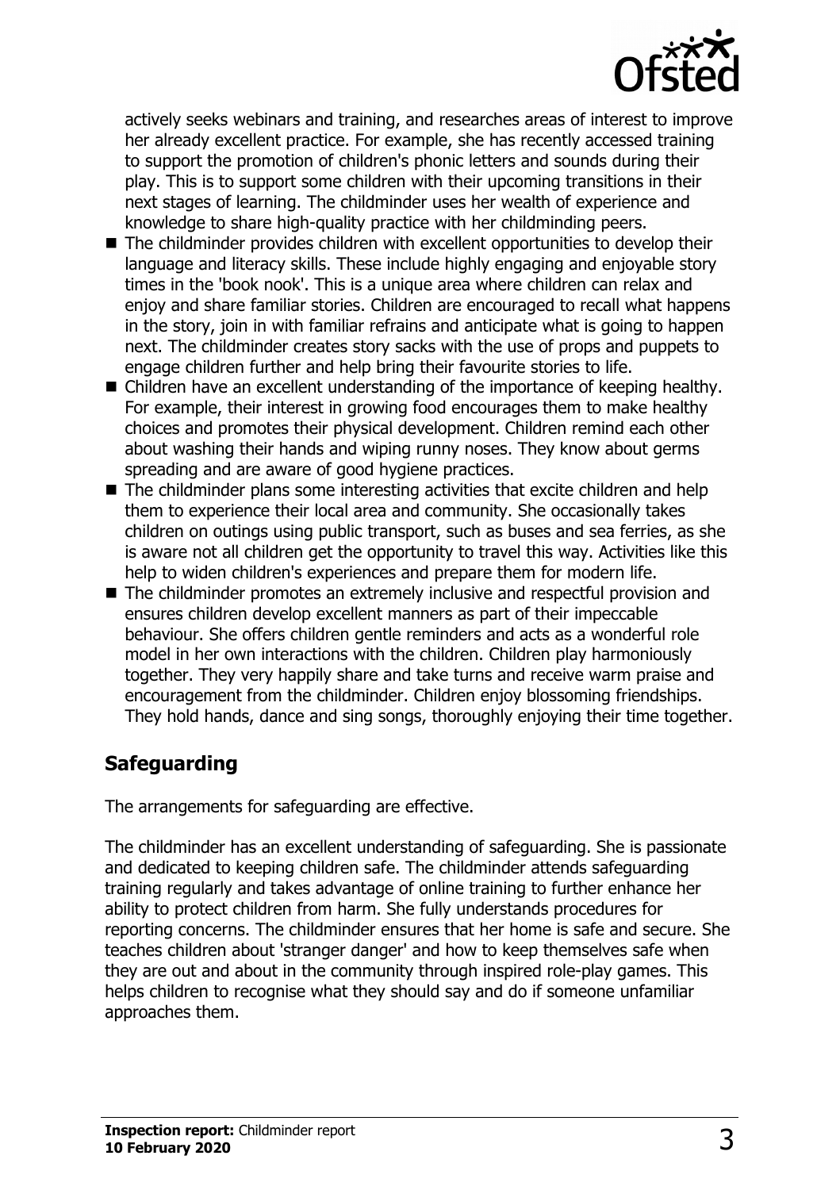actively seeks webinars and training, and researches areas of interest to improve her already excellent practice. For example, she has recently accessed training to support the promotion of children's phonic letters and sounds during their play. This is to support some children with their upcoming transitions in their next stages of learning. The childminder uses her wealth of experience and knowledge to share high-quality practice with her childminding peers.

- The childminder provides children with excellent opportunities to develop their language and literacy skills. These include highly engaging and enjoyable story times in the 'book nook'. This is a unique area where children can relax and enjoy and share familiar stories. Children are encouraged to recall what happens in the story, join in with familiar refrains and anticipate what is going to happen next. The childminder creates story sacks with the use of props and puppets to engage children further and help bring their favourite stories to life.
- Children have an excellent understanding of the importance of keeping healthy. For example, their interest in growing food encourages them to make healthy choices and promotes their physical development. Children remind each other about washing their hands and wiping runny noses. They know about germs spreading and are aware of good hygiene practices.
- The childminder plans some interesting activities that excite children and help them to experience their local area and community. She occasionally takes children on outings using public transport, such as buses and sea ferries, as she is aware not all children get the opportunity to travel this way. Activities like this help to widen children's experiences and prepare them for modern life.
- The childminder promotes an extremely inclusive and respectful provision and ensures children develop excellent manners as part of their impeccable behaviour. She offers children gentle reminders and acts as a wonderful role model in her own interactions with the children. Children play harmoniously together. They very happily share and take turns and receive warm praise and encouragement from the childminder. Children enjoy blossoming friendships. They hold hands, dance and sing songs, thoroughly enjoying their time together.

## Safeguarding

The arrangements for safeguarding are effective.

The childminder has an excellent understanding of safeguarding. She is passionate and dedicated to keeping children safe. The childminder attends safeguarding training regularly and takes advantage of online training to further enhance her ability to protect children from harm. She fully understands procedures for reporting concerns. The childminder ensures that her home is safe and secure. She teaches children about 'stranger danger' and how to keep themselves safe when they are out and about in the community through inspired role-play games. This helps children to recognise what they should say and do if someone unfamiliar approaches them.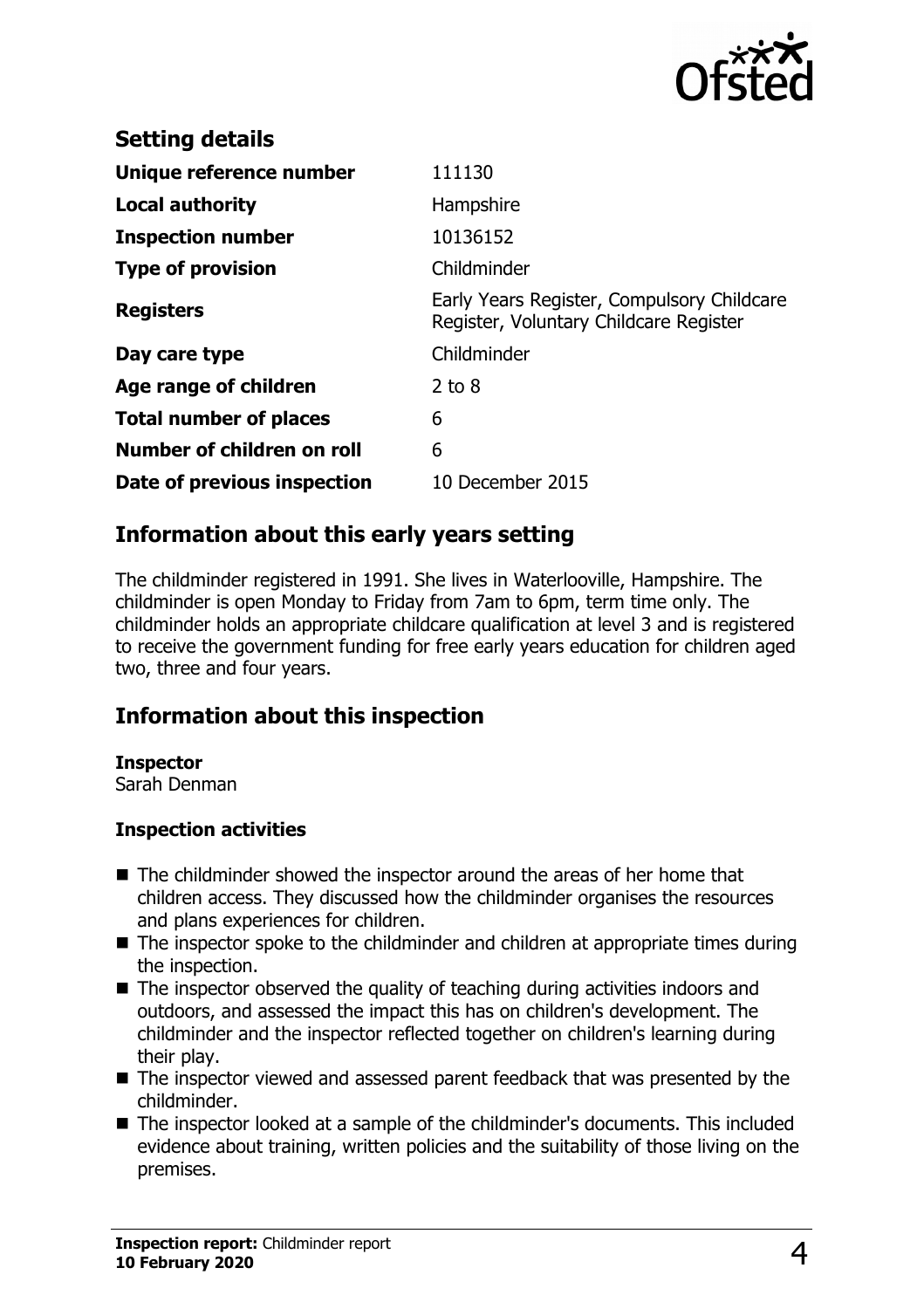## Setting details

| | |
|---|---|
| **Unique reference number** | 111130 |
| **Local authority** | Hampshire |
| **Inspection number** | 10136152 |
| **Type of provision** | Childminder |
| **Registers** | Early Years Register, Compulsory Childcare Register, Voluntary Childcare Register |
| **Day care type** | Childminder |
| **Age range of children** | 2 to 8 |
| **Total number of places** | 6 |
| **Number of children on roll** | 6 |
| **Date of previous inspection** | 10 December 2015 |

## Information about this early years setting

The childminder registered in 1991. She lives in Waterlooville, Hampshire. The childminder is open Monday to Friday from 7am to 6pm, term time only. The childminder holds an appropriate childcare qualification at level 3 and is registered to receive the government funding for free early years education for children aged two, three and four years.

## Information about this inspection

**Inspector**
Sarah Denman

### Inspection activities

- The childminder showed the inspector around the areas of her home that children access. They discussed how the childminder organises the resources and plans experiences for children.
- The inspector spoke to the childminder and children at appropriate times during the inspection.
- The inspector observed the quality of teaching during activities indoors and outdoors, and assessed the impact this has on children's development. The childminder and the inspector reflected together on children's learning during their play.
- The inspector viewed and assessed parent feedback that was presented by the childminder.
- The inspector looked at a sample of the childminder's documents. This included evidence about training, written policies and the suitability of those living on the premises.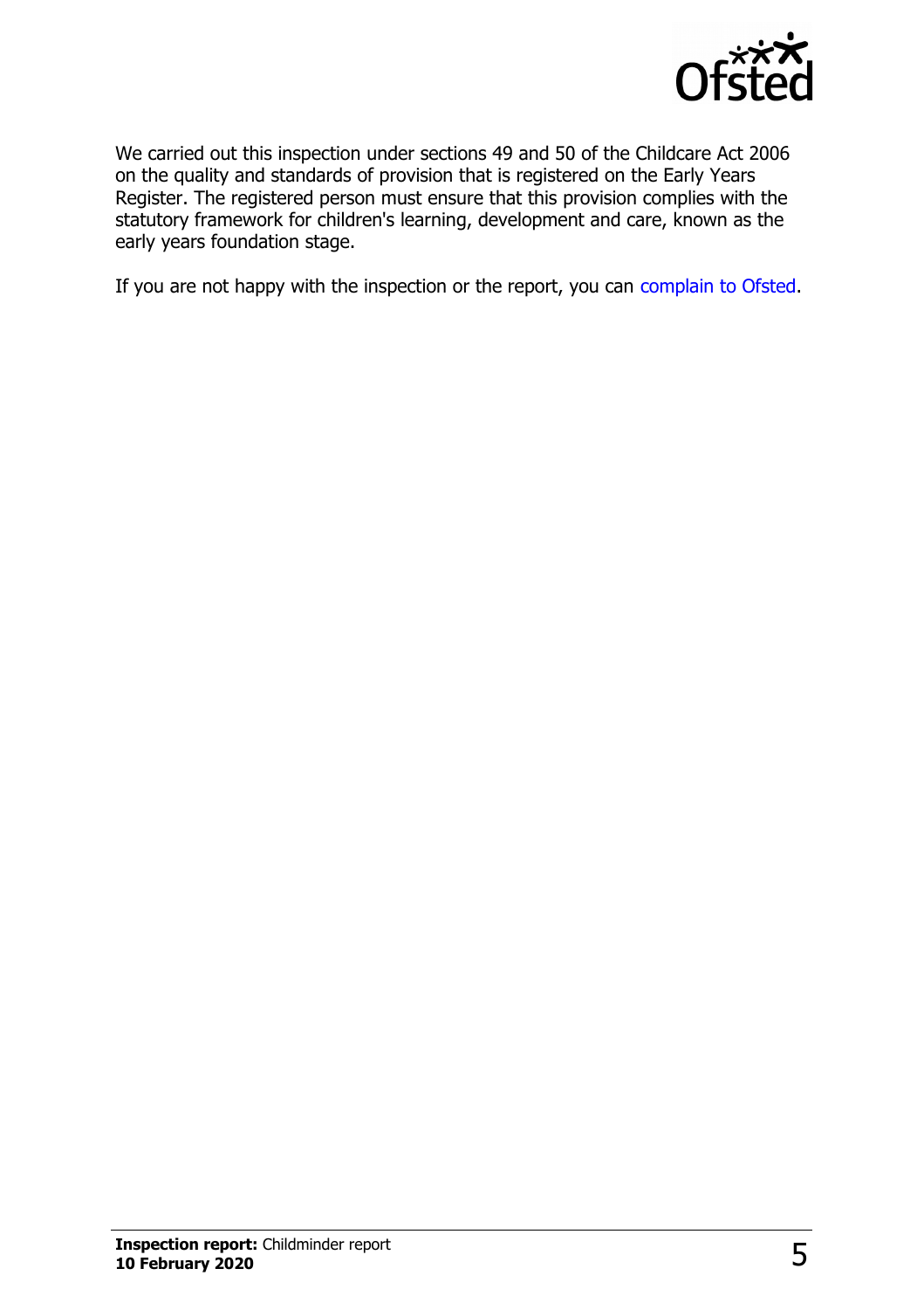We carried out this inspection under sections 49 and 50 of the Childcare Act 2006 on the quality and standards of provision that is registered on the Early Years Register. The registered person must ensure that this provision complies with the statutory framework for children's learning, development and care, known as the early years foundation stage.

If you are not happy with the inspection or the report, you can complain to Ofsted.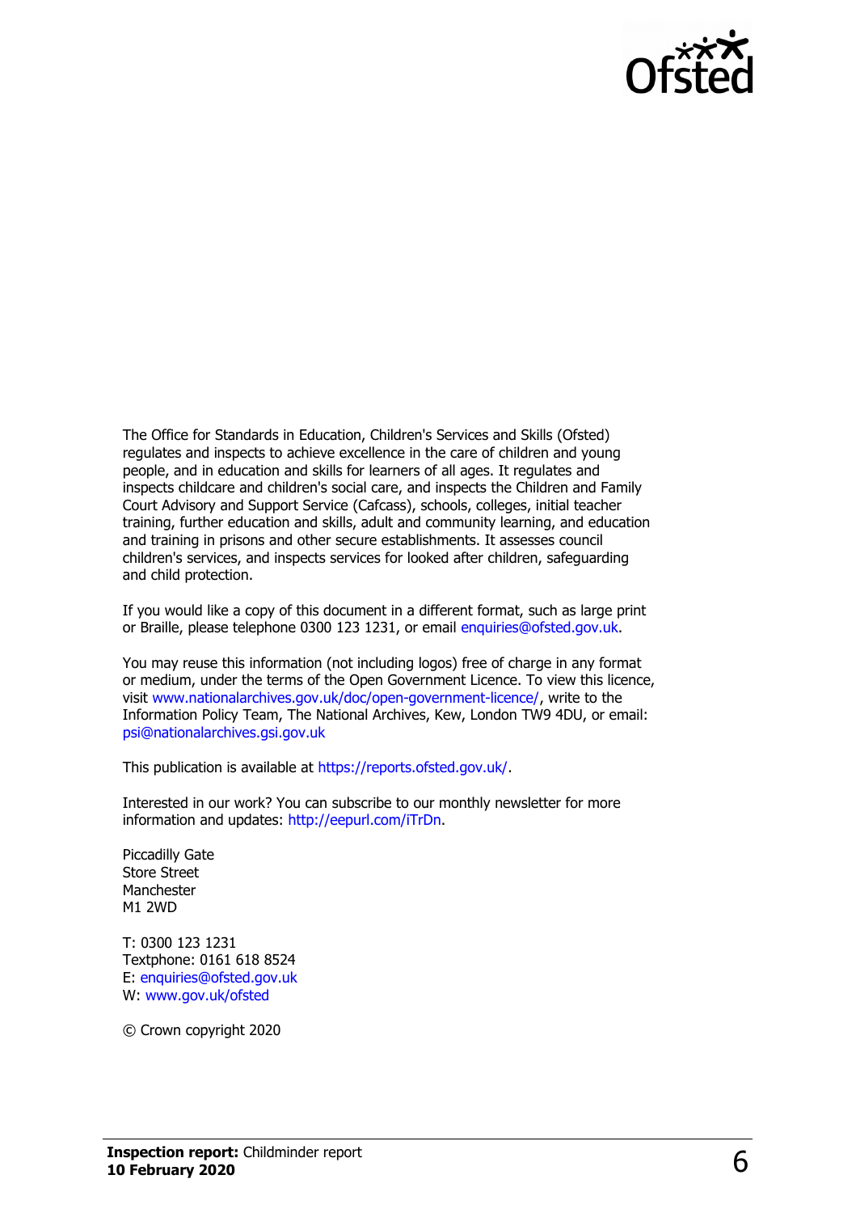The Office for Standards in Education, Children's Services and Skills (Ofsted) regulates and inspects to achieve excellence in the care of children and young people, and in education and skills for learners of all ages. It regulates and inspects childcare and children's social care, and inspects the Children and Family Court Advisory and Support Service (Cafcass), schools, colleges, initial teacher training, further education and skills, adult and community learning, and education and training in prisons and other secure establishments. It assesses council children's services, and inspects services for looked after children, safeguarding and child protection.

If you would like a copy of this document in a different format, such as large print or Braille, please telephone 0300 123 1231, or email enquiries@ofsted.gov.uk.

You may reuse this information (not including logos) free of charge in any format or medium, under the terms of the Open Government Licence. To view this licence, visit www.nationalarchives.gov.uk/doc/open-government-licence/, write to the Information Policy Team, The National Archives, Kew, London TW9 4DU, or email: psi@nationalarchives.gsi.gov.uk

This publication is available at https://reports.ofsted.gov.uk/.

Interested in our work? You can subscribe to our monthly newsletter for more information and updates: http://eepurl.com/iTrDn.

Piccadilly Gate
Store Street
Manchester
M1 2WD

T: 0300 123 1231
Textphone: 0161 618 8524
E: enquiries@ofsted.gov.uk
W: www.gov.uk/ofsted

© Crown copyright 2020